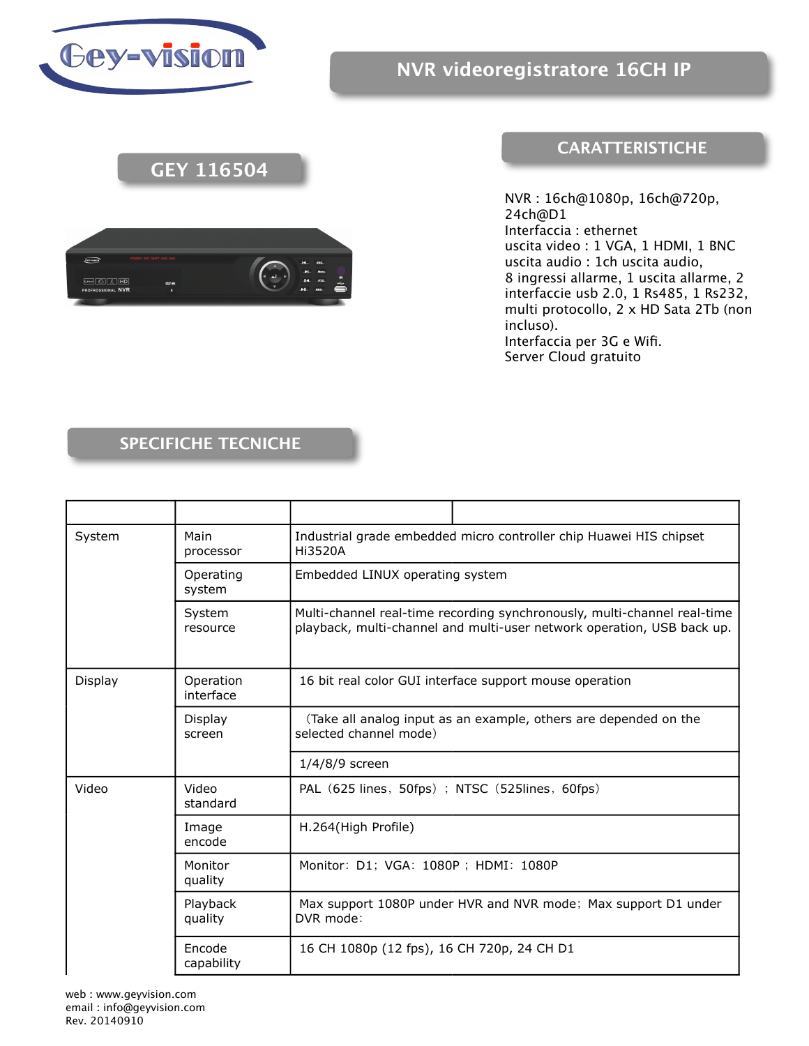Gey-vision

# NVR videoregistratore 16CH IP

## GEY 116504

## CARATTERISTICHE

NVR : 16ch@1080p, 16ch@720p, 24ch@D1
Interfaccia : ethernet
uscita video : 1 VGA, 1 HDMI, 1 BNC
uscita audio : 1ch uscita audio,
8 ingressi allarme, 1 uscita allarme, 2 interfaccie usb 2.0, 1 Rs485, 1 Rs232, multi protocollo, 2 x HD Sata 2Tb (non incluso).
Interfaccia per 3G e Wifi.
Server Cloud gratuito

## SPECIFICHE TECNICHE

| | | | |
|---|---|---|---|
| System | Main processor | Industrial grade embedded micro controller chip Huawei HIS chipset Hi3520A | |
| | Operating system | Embedded LINUX operating system | |
| | System resource | Multi-channel real-time recording synchronously, multi-channel real-time playback, multi-channel and multi-user network operation, USB back up. | |
| Display | Operation interface | 16 bit real color GUI interface support mouse operation | |
| | Display screen | （Take all analog input as an example, others are depended on the selected channel mode） | |
| | | 1/4/8/9 screen | |
| Video | Video standard | PAL（625 lines，50fps）；NTSC（525lines，60fps） | |
| | Image encode | H.264(High Profile) | |
| | Monitor quality | Monitor：D1；VGA：1080P；HDMI：1080P | |
| | Playback quality | Max support 1080P under HVR and NVR mode；Max support D1 under DVR mode： | |
| | Encode capability | 16 CH 1080p (12 fps), 16 CH 720p, 24 CH D1 | |

web : www.geyvision.com
email : info@geyvision.com
Rev. 20140910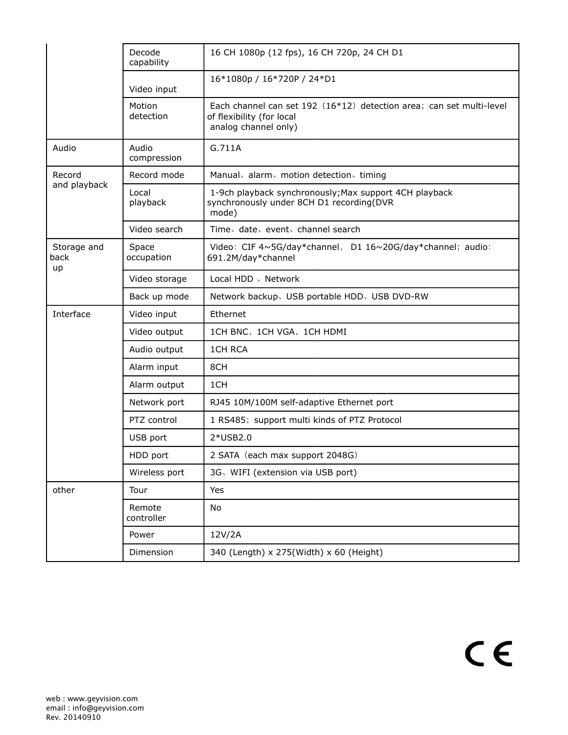| | | |
|---|---|---|
| | Decode capability | 16 CH 1080p (12 fps), 16 CH 720p, 24 CH D1 |
| | Video input | 16*1080p / 16*720P / 24*D1 |
| | Motion detection | Each channel can set 192（16*12）detection area；can set multi-level of flexibility (for local analog channel only) |
| Audio | Audio compression | G.711A |
| Record and playback | Record mode | Manual、alarm、motion detection、timing |
| | Local playback | 1-9ch playback synchronously;Max support 4CH playback synchronously under 8CH D1 recording(DVR mode) |
| | Video search | Time、date、event、channel search |
| Storage and back up | Space occupation | Video：CIF 4~5G/day*channel， D1 16~20G/day*channel；audio：691.2M/day*channel |
| | Video storage | Local HDD 、Network |
| | Back up mode | Network backup、USB portable HDD、USB DVD-RW |
| Interface | Video input | Ethernet |
| | Video output | 1CH BNC，1CH VGA，1CH HDMI |
| | Audio output | 1CH RCA |
| | Alarm input | 8CH |
| | Alarm output | 1CH |
| | Network port | RJ45 10M/100M self-adaptive Ethernet port |
| | PTZ control | 1 RS485；support multi kinds of PTZ Protocol |
| | USB port | 2*USB2.0 |
| | HDD port | 2 SATA（each max support 2048G） |
| | Wireless port | 3G、WIFI (extension via USB port) |
| other | Tour | Yes |
| | Remote controller | No |
| | Power | 12V/2A |
| | Dimension | 340 (Length) x 275(Width) x 60 (Height) |

CE

web : www.geyvision.com
email : info@geyvision.com
Rev. 20140910